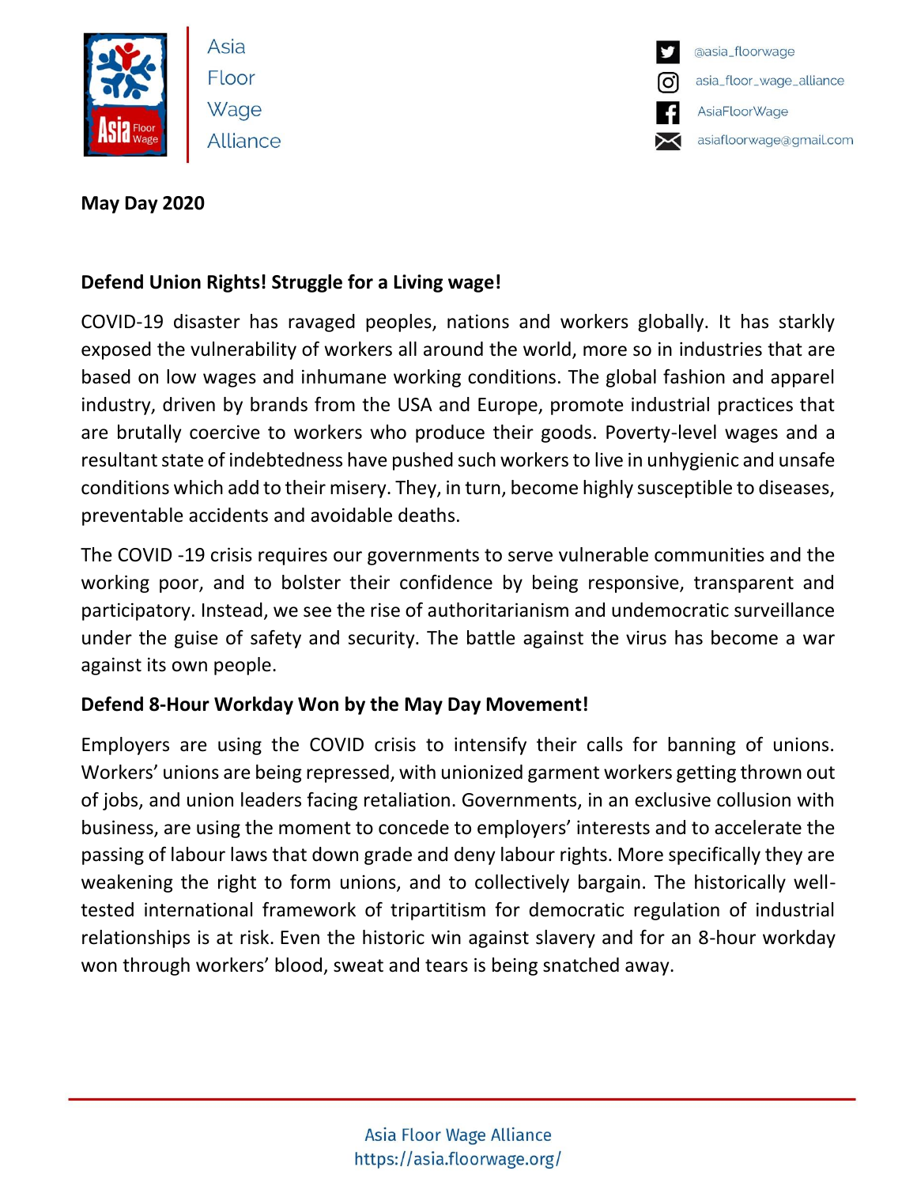Asia Floor Wage Alliance

@asia_floorwage
asia_floor_wage_alliance
AsiaFloorWage
asiafloorwage@gmail.com

**May Day 2020**

## Defend Union Rights! Struggle for a Living wage!

COVID-19 disaster has ravaged peoples, nations and workers globally. It has starkly exposed the vulnerability of workers all around the world, more so in industries that are based on low wages and inhumane working conditions. The global fashion and apparel industry, driven by brands from the USA and Europe, promote industrial practices that are brutally coercive to workers who produce their goods. Poverty-level wages and a resultant state of indebtedness have pushed such workers to live in unhygienic and unsafe conditions which add to their misery. They, in turn, become highly susceptible to diseases, preventable accidents and avoidable deaths.

The COVID -19 crisis requires our governments to serve vulnerable communities and the working poor, and to bolster their confidence by being responsive, transparent and participatory. Instead, we see the rise of authoritarianism and undemocratic surveillance under the guise of safety and security. The battle against the virus has become a war against its own people.

## Defend 8-Hour Workday Won by the May Day Movement!

Employers are using the COVID crisis to intensify their calls for banning of unions. Workers' unions are being repressed, with unionized garment workers getting thrown out of jobs, and union leaders facing retaliation. Governments, in an exclusive collusion with business, are using the moment to concede to employers' interests and to accelerate the passing of labour laws that down grade and deny labour rights. More specifically they are weakening the right to form unions, and to collectively bargain. The historically well-tested international framework of tripartitism for democratic regulation of industrial relationships is at risk. Even the historic win against slavery and for an 8-hour workday won through workers' blood, sweat and tears is being snatched away.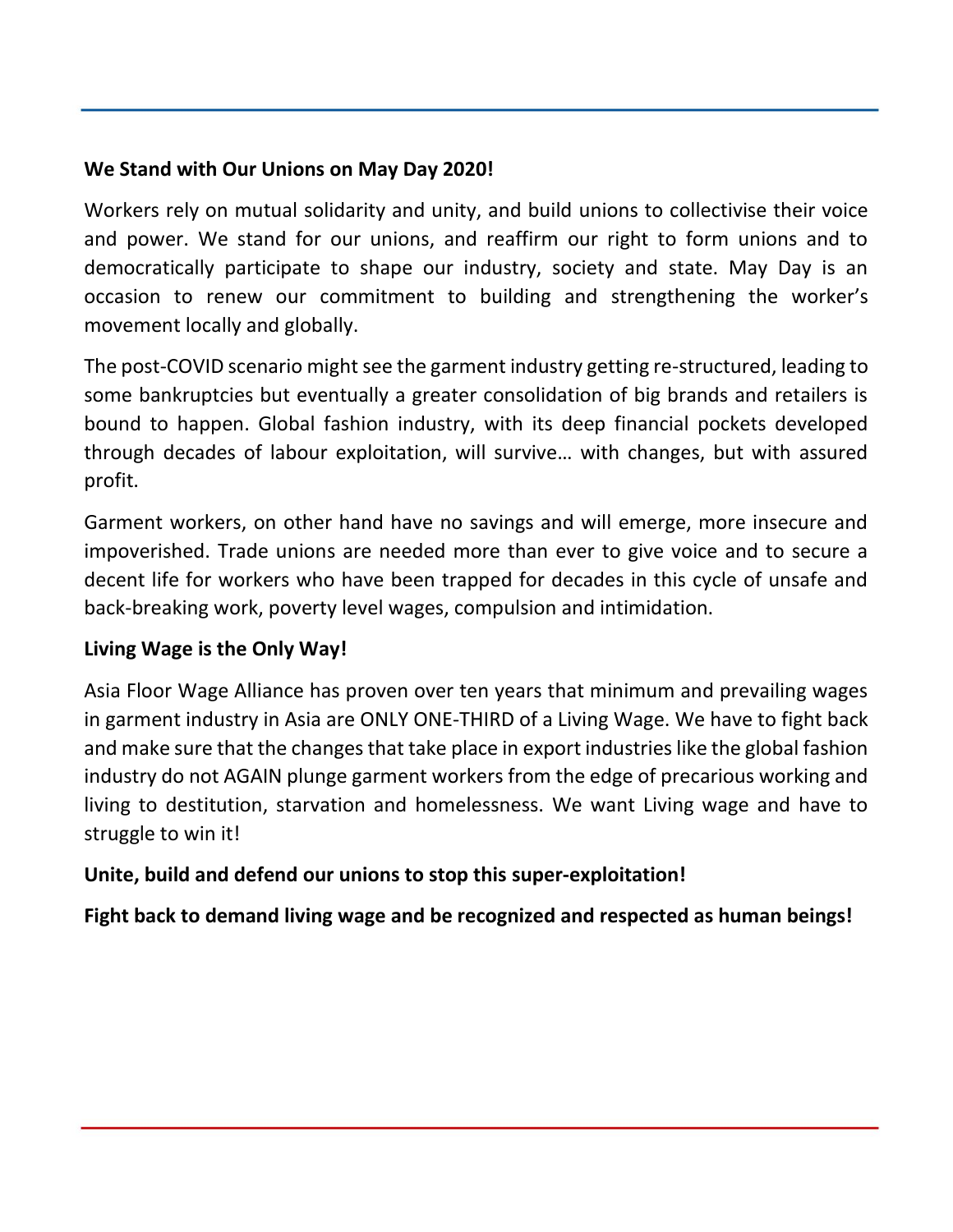**We Stand with Our Unions on May Day 2020!**

Workers rely on mutual solidarity and unity, and build unions to collectivise their voice and power. We stand for our unions, and reaffirm our right to form unions and to democratically participate to shape our industry, society and state. May Day is an occasion to renew our commitment to building and strengthening the worker's movement locally and globally.

The post-COVID scenario might see the garment industry getting re-structured, leading to some bankruptcies but eventually a greater consolidation of big brands and retailers is bound to happen. Global fashion industry, with its deep financial pockets developed through decades of labour exploitation, will survive… with changes, but with assured profit.

Garment workers, on other hand have no savings and will emerge, more insecure and impoverished. Trade unions are needed more than ever to give voice and to secure a decent life for workers who have been trapped for decades in this cycle of unsafe and back-breaking work, poverty level wages, compulsion and intimidation.

**Living Wage is the Only Way!**

Asia Floor Wage Alliance has proven over ten years that minimum and prevailing wages in garment industry in Asia are ONLY ONE-THIRD of a Living Wage. We have to fight back and make sure that the changes that take place in export industries like the global fashion industry do not AGAIN plunge garment workers from the edge of precarious working and living to destitution, starvation and homelessness. We want Living wage and have to struggle to win it!

**Unite, build and defend our unions to stop this super-exploitation!**

**Fight back to demand living wage and be recognized and respected as human beings!**